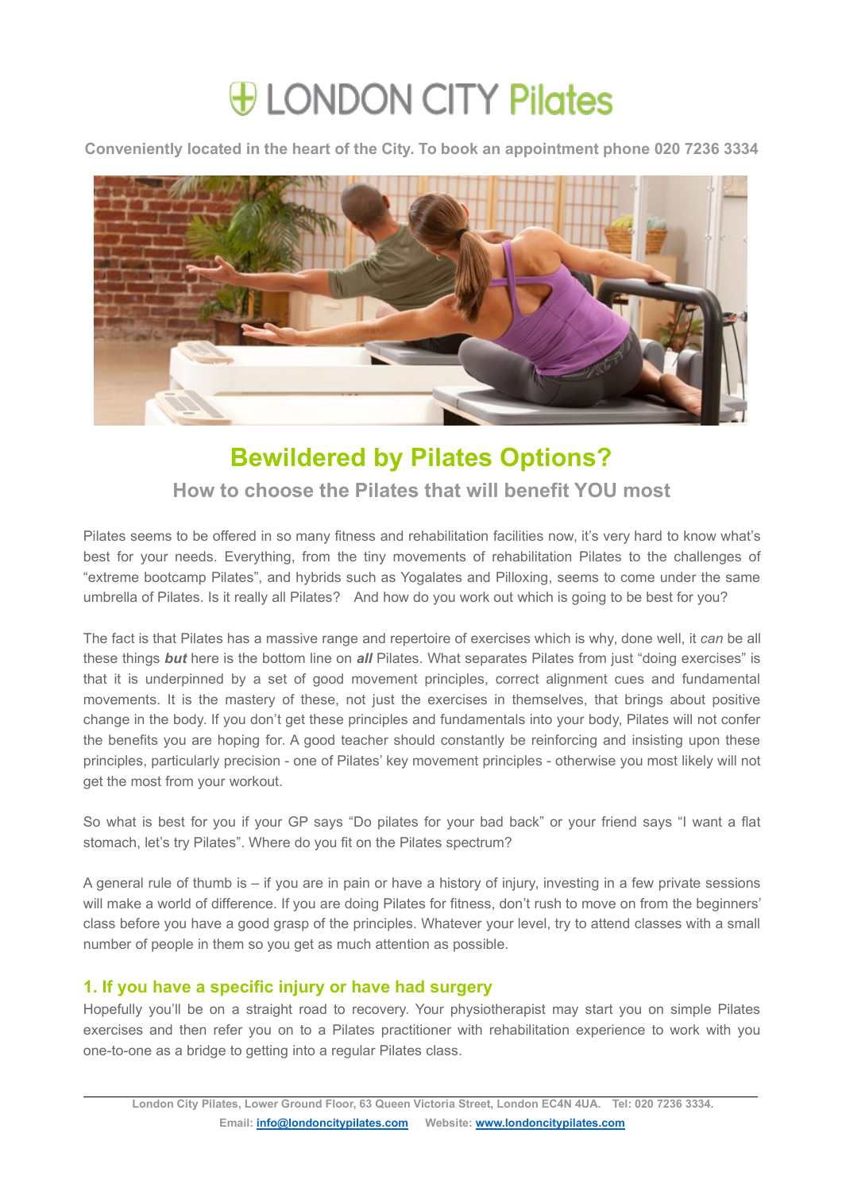# LONDON CITY Pilates

**Conveniently located in the heart of the City. To book an appointment phone 020 7236 3334**

## Bewildered by Pilates Options?

### How to choose the Pilates that will benefit YOU most

Pilates seems to be offered in so many fitness and rehabilitation facilities now, it's very hard to know what's best for your needs. Everything, from the tiny movements of rehabilitation Pilates to the challenges of "extreme bootcamp Pilates", and hybrids such as Yogalates and Pilloxing, seems to come under the same umbrella of Pilates. Is it really all Pilates? And how do you work out which is going to be best for you?

The fact is that Pilates has a massive range and repertoire of exercises which is why, done well, it *can* be all these things ***but*** here is the bottom line on ***all*** Pilates. What separates Pilates from just "doing exercises" is that it is underpinned by a set of good movement principles, correct alignment cues and fundamental movements. It is the mastery of these, not just the exercises in themselves, that brings about positive change in the body. If you don't get these principles and fundamentals into your body, Pilates will not confer the benefits you are hoping for. A good teacher should constantly be reinforcing and insisting upon these principles, particularly precision - one of Pilates' key movement principles - otherwise you most likely will not get the most from your workout.

So what is best for you if your GP says "Do pilates for your bad back" or your friend says "I want a flat stomach, let's try Pilates". Where do you fit on the Pilates spectrum?

A general rule of thumb is – if you are in pain or have a history of injury, investing in a few private sessions will make a world of difference. If you are doing Pilates for fitness, don't rush to move on from the beginners' class before you have a good grasp of the principles. Whatever your level, try to attend classes with a small number of people in them so you get as much attention as possible.

### 1. If you have a specific injury or have had surgery

Hopefully you'll be on a straight road to recovery. Your physiotherapist may start you on simple Pilates exercises and then refer you on to a Pilates practitioner with rehabilitation experience to work with you one-to-one as a bridge to getting into a regular Pilates class.

London City Pilates, Lower Ground Floor, 63 Queen Victoria Street, London EC4N 4UA. Tel: 020 7236 3334.
Email: info@londoncitypilates.com Website: www.londoncitypilates.com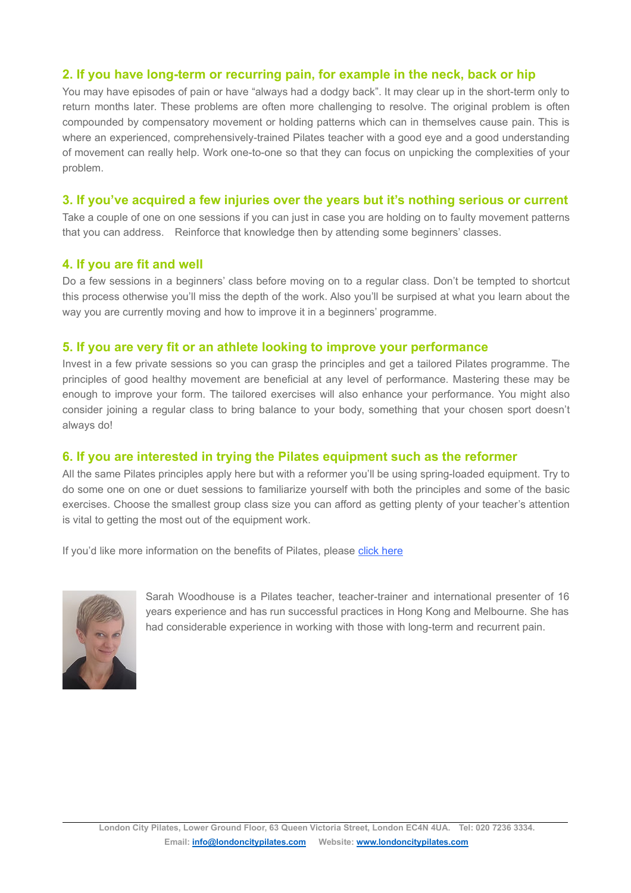## 2. If you have long-term or recurring pain, for example in the neck, back or hip

You may have episodes of pain or have "always had a dodgy back". It may clear up in the short-term only to return months later. These problems are often more challenging to resolve. The original problem is often compounded by compensatory movement or holding patterns which can in themselves cause pain. This is where an experienced, comprehensively-trained Pilates teacher with a good eye and a good understanding of movement can really help. Work one-to-one so that they can focus on unpicking the complexities of your problem.

## 3. If you've acquired a few injuries over the years but it's nothing serious or current

Take a couple of one on one sessions if you can just in case you are holding on to faulty movement patterns that you can address. Reinforce that knowledge then by attending some beginners' classes.

## 4. If you are fit and well

Do a few sessions in a beginners' class before moving on to a regular class. Don't be tempted to shortcut this process otherwise you'll miss the depth of the work. Also you'll be surpised at what you learn about the way you are currently moving and how to improve it in a beginners' programme.

## 5. If you are very fit or an athlete looking to improve your performance

Invest in a few private sessions so you can grasp the principles and get a tailored Pilates programme. The principles of good healthy movement are beneficial at any level of performance. Mastering these may be enough to improve your form. The tailored exercises will also enhance your performance. You might also consider joining a regular class to bring balance to your body, something that your chosen sport doesn't always do!

## 6. If you are interested in trying the Pilates equipment such as the reformer

All the same Pilates principles apply here but with a reformer you'll be using spring-loaded equipment. Try to do some one on one or duet sessions to familiarize yourself with both the principles and some of the basic exercises. Choose the smallest group class size you can afford as getting plenty of your teacher's attention is vital to getting the most out of the equipment work.

If you'd like more information on the benefits of Pilates, please [click here]

Sarah Woodhouse is a Pilates teacher, teacher-trainer and international presenter of 16 years experience and has run successful practices in Hong Kong and Melbourne. She has had considerable experience in working with those with long-term and recurrent pain.

**London City Pilates, Lower Ground Floor, 63 Queen Victoria Street, London EC4N 4UA. Tel: 020 7236 3334.**
**Email: info@londoncitypilates.com Website: www.londoncitypilates.com**